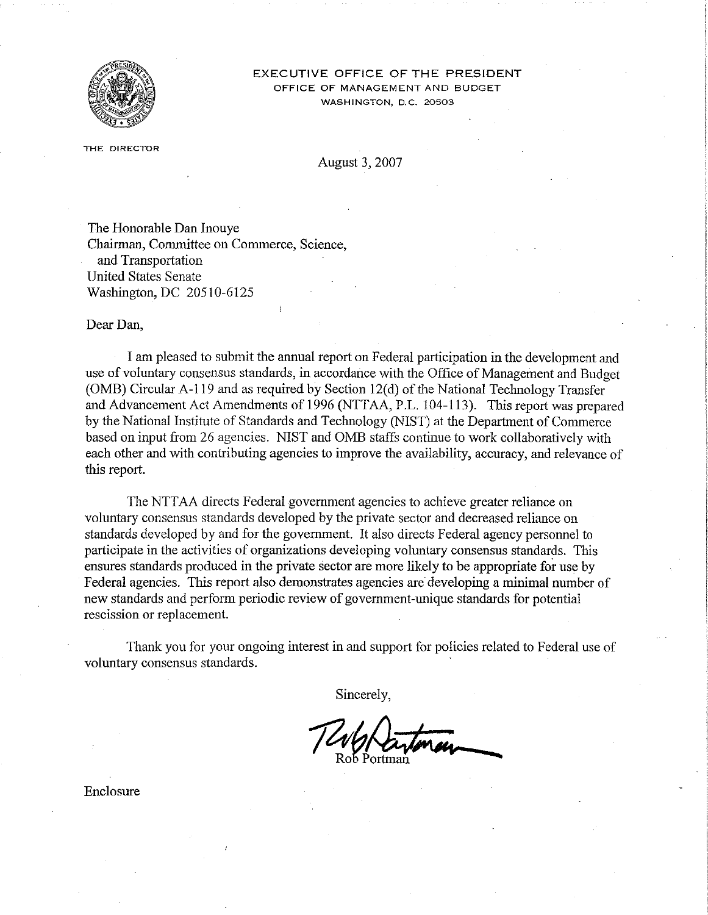EXECUTIVE OFFICE OF THE PRESIDENT
OFFICE OF MANAGEMENT AND BUDGET
WASHINGTON, D.C. 20503

THE DIRECTOR

August 3, 2007

The Honorable Dan Inouye
Chairman, Committee on Commerce, Science,
and Transportation
United States Senate
Washington, DC 20510-6125

Dear Dan,

I am pleased to submit the annual report on Federal participation in the development and use of voluntary consensus standards, in accordance with the Office of Management and Budget (OMB) Circular A-119 and as required by Section 12(d) of the National Technology Transfer and Advancement Act Amendments of 1996 (NTTAA, P.L. 104-113). This report was prepared by the National Institute of Standards and Technology (NIST) at the Department of Commerce based on input from 26 agencies. NIST and OMB staffs continue to work collaboratively with each other and with contributing agencies to improve the availability, accuracy, and relevance of this report.

The NTTAA directs Federal government agencies to achieve greater reliance on voluntary consensus standards developed by the private sector and decreased reliance on standards developed by and for the government. It also directs Federal agency personnel to participate in the activities of organizations developing voluntary consensus standards. This ensures standards produced in the private sector are more likely to be appropriate for use by Federal agencies. This report also demonstrates agencies are developing a minimal number of new standards and perform periodic review of government-unique standards for potential rescission or replacement.

Thank you for your ongoing interest in and support for policies related to Federal use of voluntary consensus standards.

Sincerely,

Rob Portman

Enclosure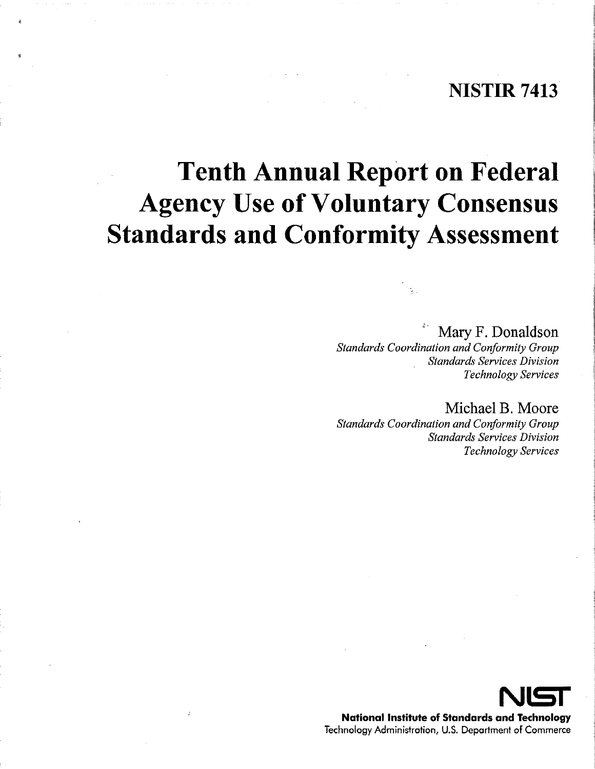# NISTIR 7413

# Tenth Annual Report on Federal Agency Use of Voluntary Consensus Standards and Conformity Assessment

Mary F. Donaldson
*Standards Coordination and Conformity Group*
*Standards Services Division*
*Technology Services*

Michael B. Moore
*Standards Coordination and Conformity Group*
*Standards Services Division*
*Technology Services*

**NIST**
**National Institute of Standards and Technology**
Technology Administration, U.S. Department of Commerce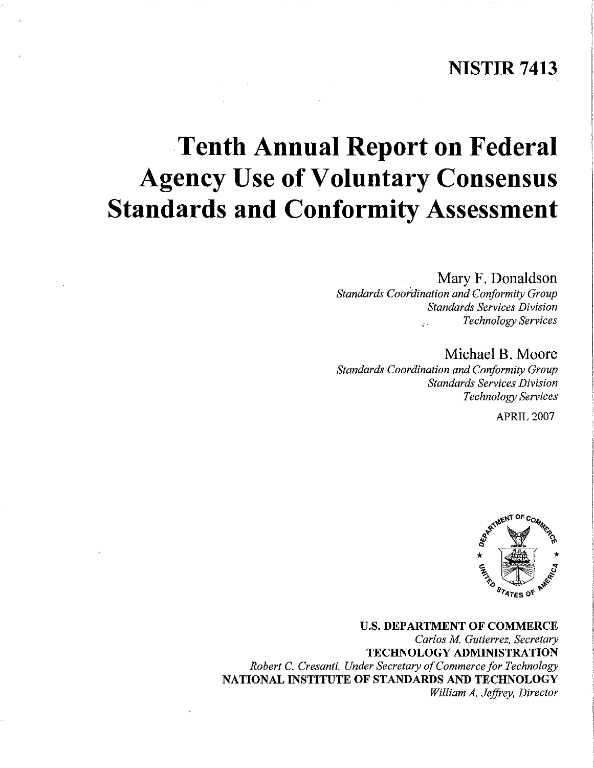# NISTIR 7413

# Tenth Annual Report on Federal Agency Use of Voluntary Consensus Standards and Conformity Assessment

Mary F. Donaldson
*Standards Coordination and Conformity Group*
*Standards Services Division*
*Technology Services*

Michael B. Moore
*Standards Coordination and Conformity Group*
*Standards Services Division*
*Technology Services*

APRIL 2007

**U.S. DEPARTMENT OF COMMERCE**
*Carlos M. Gutierrez, Secretary*
**TECHNOLOGY ADMINISTRATION**
*Robert C. Cresanti, Under Secretary of Commerce for Technology*
**NATIONAL INSTITUTE OF STANDARDS AND TECHNOLOGY**
*William A. Jeffrey, Director*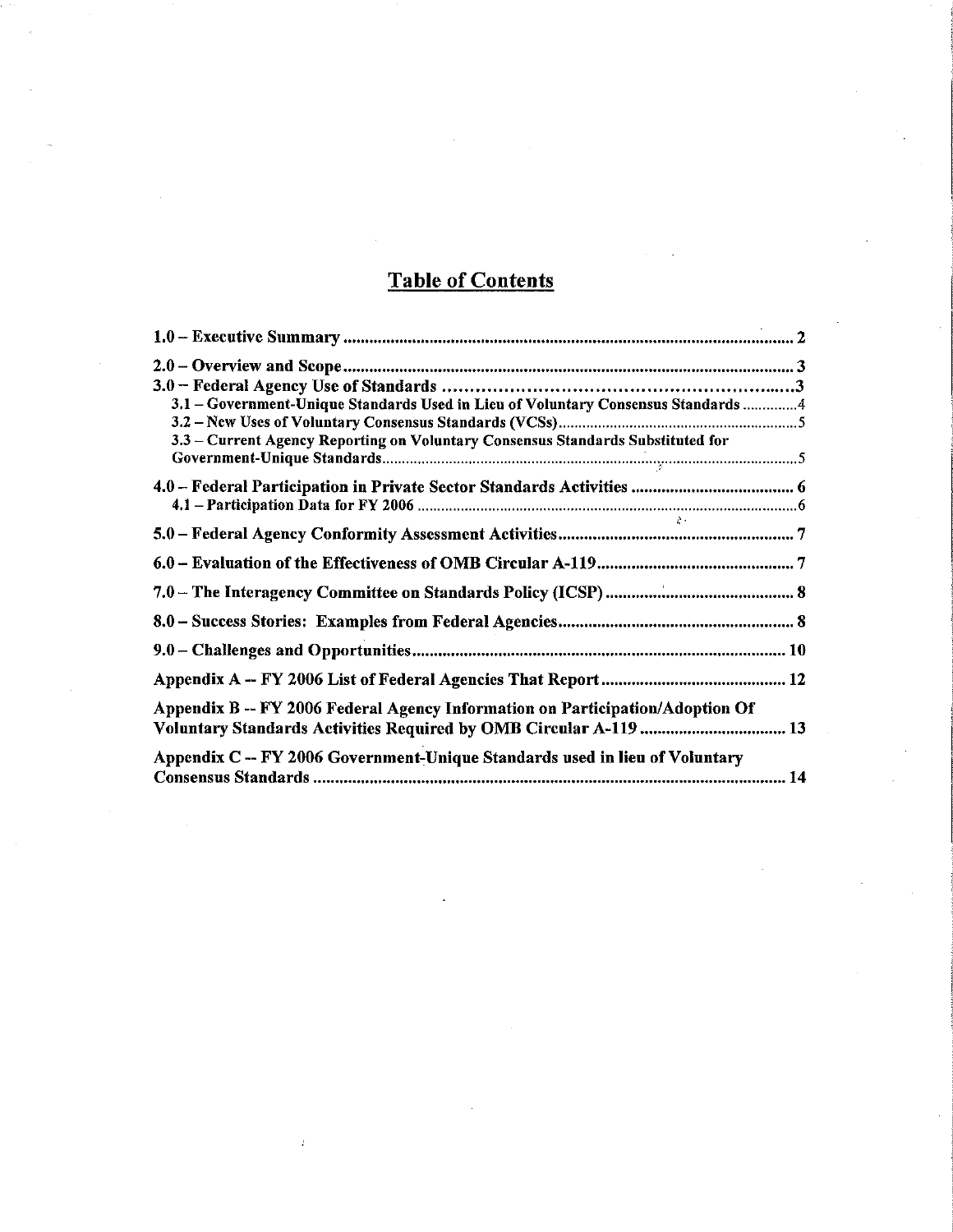## Table of Contents

| | |
|---|---|
| **1.0 – Executive Summary** | **2** |
| **2.0 – Overview and Scope** | **3** |
| **3.0 – Federal Agency Use of Standards** | **3** |
| **3.1 – Government-Unique Standards Used in Lieu of Voluntary Consensus Standards** | **4** |
| **3.2 – New Uses of Voluntary Consensus Standards (VCSs)** | **5** |
| **3.3 – Current Agency Reporting on Voluntary Consensus Standards Substituted for Government-Unique Standards** | **5** |
| **4.0 – Federal Participation in Private Sector Standards Activities** | **6** |
| **4.1 – Participation Data for FY 2006** | **6** |
| **5.0 – Federal Agency Conformity Assessment Activities** | **7** |
| **6.0 – Evaluation of the Effectiveness of OMB Circular A-119** | **7** |
| **7.0 – The Interagency Committee on Standards Policy (ICSP)** | **8** |
| **8.0 – Success Stories: Examples from Federal Agencies** | **8** |
| **9.0 – Challenges and Opportunities** | **10** |
| **Appendix A -- FY 2006 List of Federal Agencies That Report** | **12** |
| **Appendix B -- FY 2006 Federal Agency Information on Participation/Adoption Of Voluntary Standards Activities Required by OMB Circular A-119** | **13** |
| **Appendix C -- FY 2006 Government-Unique Standards used in lieu of Voluntary Consensus Standards** | **14** |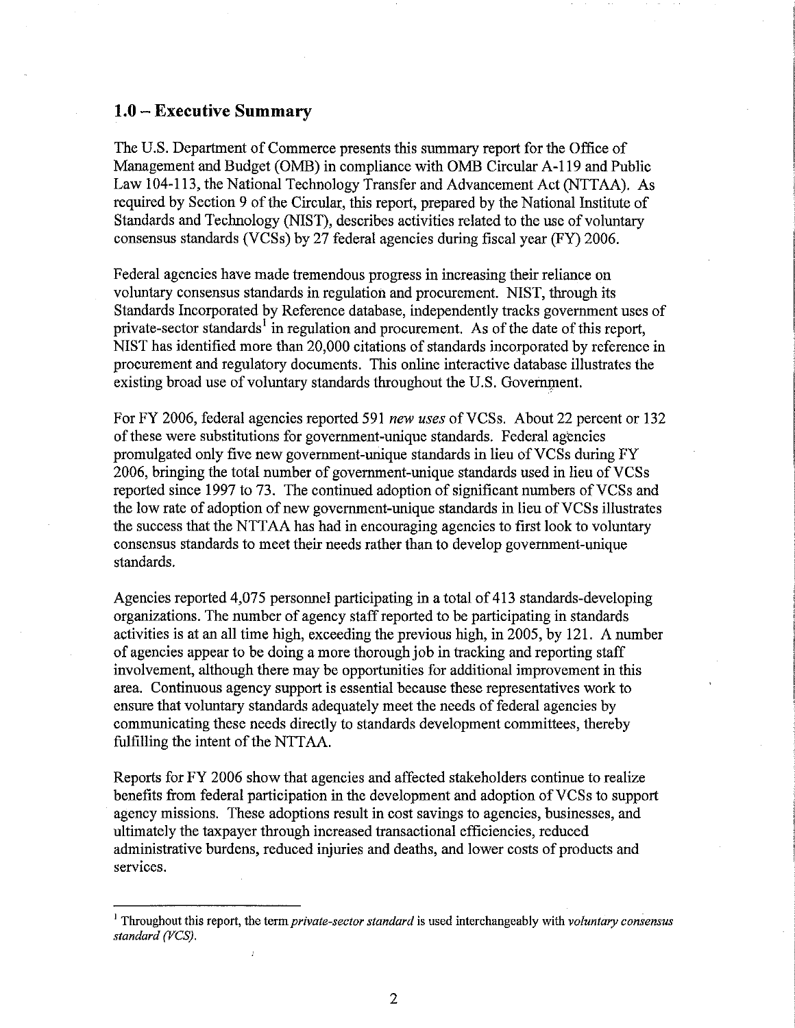## 1.0 – Executive Summary

The U.S. Department of Commerce presents this summary report for the Office of Management and Budget (OMB) in compliance with OMB Circular A-119 and Public Law 104-113, the National Technology Transfer and Advancement Act (NTTAA). As required by Section 9 of the Circular, this report, prepared by the National Institute of Standards and Technology (NIST), describes activities related to the use of voluntary consensus standards (VCSs) by 27 federal agencies during fiscal year (FY) 2006.

Federal agencies have made tremendous progress in increasing their reliance on voluntary consensus standards in regulation and procurement. NIST, through its Standards Incorporated by Reference database, independently tracks government uses of private-sector standards[1] in regulation and procurement. As of the date of this report, NIST has identified more than 20,000 citations of standards incorporated by reference in procurement and regulatory documents. This online interactive database illustrates the existing broad use of voluntary standards throughout the U.S. Government.

For FY 2006, federal agencies reported 591 *new uses* of VCSs. About 22 percent or 132 of these were substitutions for government-unique standards. Federal agencies promulgated only five new government-unique standards in lieu of VCSs during FY 2006, bringing the total number of government-unique standards used in lieu of VCSs reported since 1997 to 73. The continued adoption of significant numbers of VCSs and the low rate of adoption of new government-unique standards in lieu of VCSs illustrates the success that the NTTAA has had in encouraging agencies to first look to voluntary consensus standards to meet their needs rather than to develop government-unique standards.

Agencies reported 4,075 personnel participating in a total of 413 standards-developing organizations. The number of agency staff reported to be participating in standards activities is at an all time high, exceeding the previous high, in 2005, by 121. A number of agencies appear to be doing a more thorough job in tracking and reporting staff involvement, although there may be opportunities for additional improvement in this area. Continuous agency support is essential because these representatives work to ensure that voluntary standards adequately meet the needs of federal agencies by communicating these needs directly to standards development committees, thereby fulfilling the intent of the NTTAA.

Reports for FY 2006 show that agencies and affected stakeholders continue to realize benefits from federal participation in the development and adoption of VCSs to support agency missions. These adoptions result in cost savings to agencies, businesses, and ultimately the taxpayer through increased transactional efficiencies, reduced administrative burdens, reduced injuries and deaths, and lower costs of products and services.

[1] Throughout this report, the term *private-sector standard* is used interchangeably with *voluntary consensus standard (VCS)*.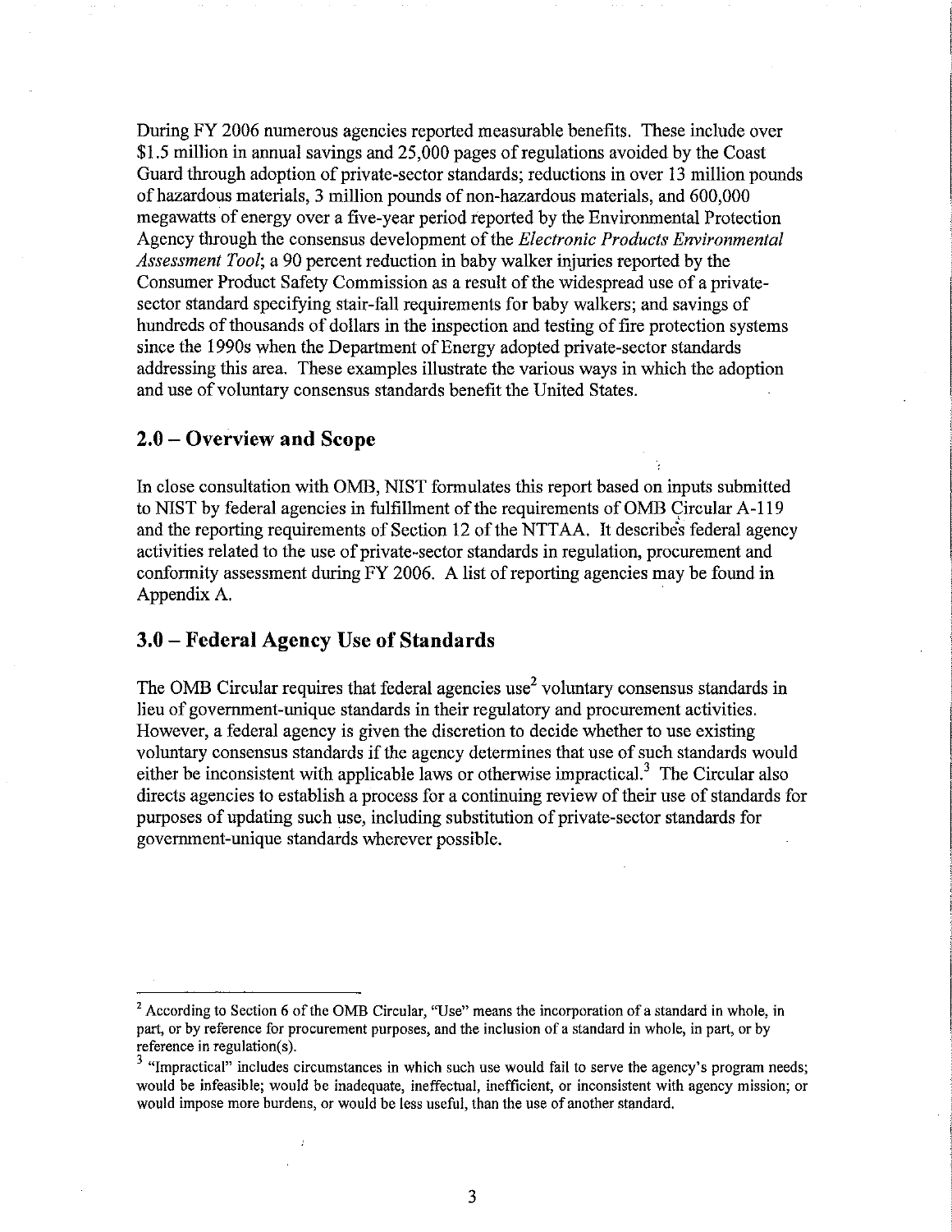During FY 2006 numerous agencies reported measurable benefits. These include over $1.5 million in annual savings and 25,000 pages of regulations avoided by the Coast Guard through adoption of private-sector standards; reductions in over 13 million pounds of hazardous materials, 3 million pounds of non-hazardous materials, and 600,000 megawatts of energy over a five-year period reported by the Environmental Protection Agency through the consensus development of the *Electronic Products Environmental Assessment Tool*; a 90 percent reduction in baby walker injuries reported by the Consumer Product Safety Commission as a result of the widespread use of a private-sector standard specifying stair-fall requirements for baby walkers; and savings of hundreds of thousands of dollars in the inspection and testing of fire protection systems since the 1990s when the Department of Energy adopted private-sector standards addressing this area. These examples illustrate the various ways in which the adoption and use of voluntary consensus standards benefit the United States.

## 2.0 – Overview and Scope

In close consultation with OMB, NIST formulates this report based on inputs submitted to NIST by federal agencies in fulfillment of the requirements of OMB Circular A-119 and the reporting requirements of Section 12 of the NTTAA. It describes federal agency activities related to the use of private-sector standards in regulation, procurement and conformity assessment during FY 2006. A list of reporting agencies may be found in Appendix A.

## 3.0 – Federal Agency Use of Standards

The OMB Circular requires that federal agencies use[2] voluntary consensus standards in lieu of government-unique standards in their regulatory and procurement activities. However, a federal agency is given the discretion to decide whether to use existing voluntary consensus standards if the agency determines that use of such standards would either be inconsistent with applicable laws or otherwise impractical.[3] The Circular also directs agencies to establish a process for a continuing review of their use of standards for purposes of updating such use, including substitution of private-sector standards for government-unique standards wherever possible.

---

[2] According to Section 6 of the OMB Circular, "Use" means the incorporation of a standard in whole, in part, or by reference for procurement purposes, and the inclusion of a standard in whole, in part, or by reference in regulation(s).

[3] "Impractical" includes circumstances in which such use would fail to serve the agency's program needs; would be infeasible; would be inadequate, ineffectual, inefficient, or inconsistent with agency mission; or would impose more burdens, or would be less useful, than the use of another standard.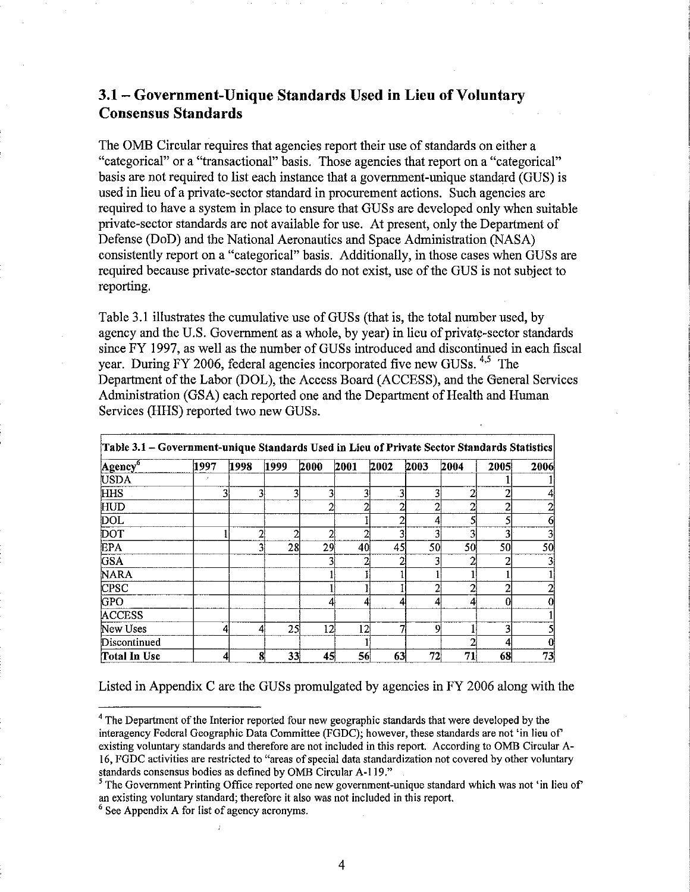## 3.1 – Government-Unique Standards Used in Lieu of Voluntary Consensus Standards

The OMB Circular requires that agencies report their use of standards on either a "categorical" or a "transactional" basis. Those agencies that report on a "categorical" basis are not required to list each instance that a government-unique standard (GUS) is used in lieu of a private-sector standard in procurement actions. Such agencies are required to have a system in place to ensure that GUSs are developed only when suitable private-sector standards are not available for use. At present, only the Department of Defense (DoD) and the National Aeronautics and Space Administration (NASA) consistently report on a "categorical" basis. Additionally, in those cases when GUSs are required because private-sector standards do not exist, use of the GUS is not subject to reporting.

Table 3.1 illustrates the cumulative use of GUSs (that is, the total number used, by agency and the U.S. Government as a whole, by year) in lieu of private-sector standards since FY 1997, as well as the number of GUSs introduced and discontinued in each fiscal year. During FY 2006, federal agencies incorporated five new GUSs. [4,5] The Department of the Labor (DOL), the Access Board (ACCESS), and the General Services Administration (GSA) each reported one and the Department of Health and Human Services (HHS) reported two new GUSs.

**Table 3.1 – Government-unique Standards Used in Lieu of Private Sector Standards Statistics**

| Agency[6] | 1997 | 1998 | 1999 | 2000 | 2001 | 2002 | 2003 | 2004 | 2005 | 2006 |
|---|---|---|---|---|---|---|---|---|---|---|
| USDA | | | | | | | | | 1 | 1 |
| HHS | 3 | 3 | 3 | 3 | 3 | 3 | 3 | 2 | 2 | 4 |
| HUD | | | | 2 | 2 | 2 | 2 | 2 | 2 | 2 |
| DOL | | | | | 1 | 2 | 4 | 5 | 5 | 6 |
| DOT | 1 | 2 | 2 | 2 | 2 | 3 | 3 | 3 | 3 | 3 |
| EPA | | 3 | 28 | 29 | 40 | 45 | 50 | 50 | 50 | 50 |
| GSA | | | | 3 | 2 | 2 | 3 | 2 | 2 | 3 |
| NARA | | | | 1 | 1 | 1 | 1 | 1 | 1 | 1 |
| CPSC | | | | 1 | 1 | 1 | 2 | 2 | 2 | 2 |
| GPO | | | | 4 | 4 | 4 | 4 | 4 | 0 | 0 |
| ACCESS | | | | | | | | | | 1 |
| New Uses | 4 | 4 | 25 | 12 | 12 | 7 | 9 | 1 | 3 | 5 |
| Discontinued | | | | | 1 | | | 2 | 4 | 0 |
| **Total In Use** | 4 | 8 | 33 | 45 | 56 | 63 | 72 | 71 | 68 | 73 |

Listed in Appendix C are the GUSs promulgated by agencies in FY 2006 along with the

---

[4] The Department of the Interior reported four new geographic standards that were developed by the interagency Federal Geographic Data Committee (FGDC); however, these standards are not 'in lieu of' existing voluntary standards and therefore are not included in this report. According to OMB Circular A-16, FGDC activities are restricted to "areas of special data standardization not covered by other voluntary standards consensus bodies as defined by OMB Circular A-119."

[5] The Government Printing Office reported one new government-unique standard which was not 'in lieu of' an existing voluntary standard; therefore it also was not included in this report.

[6] See Appendix A for list of agency acronyms.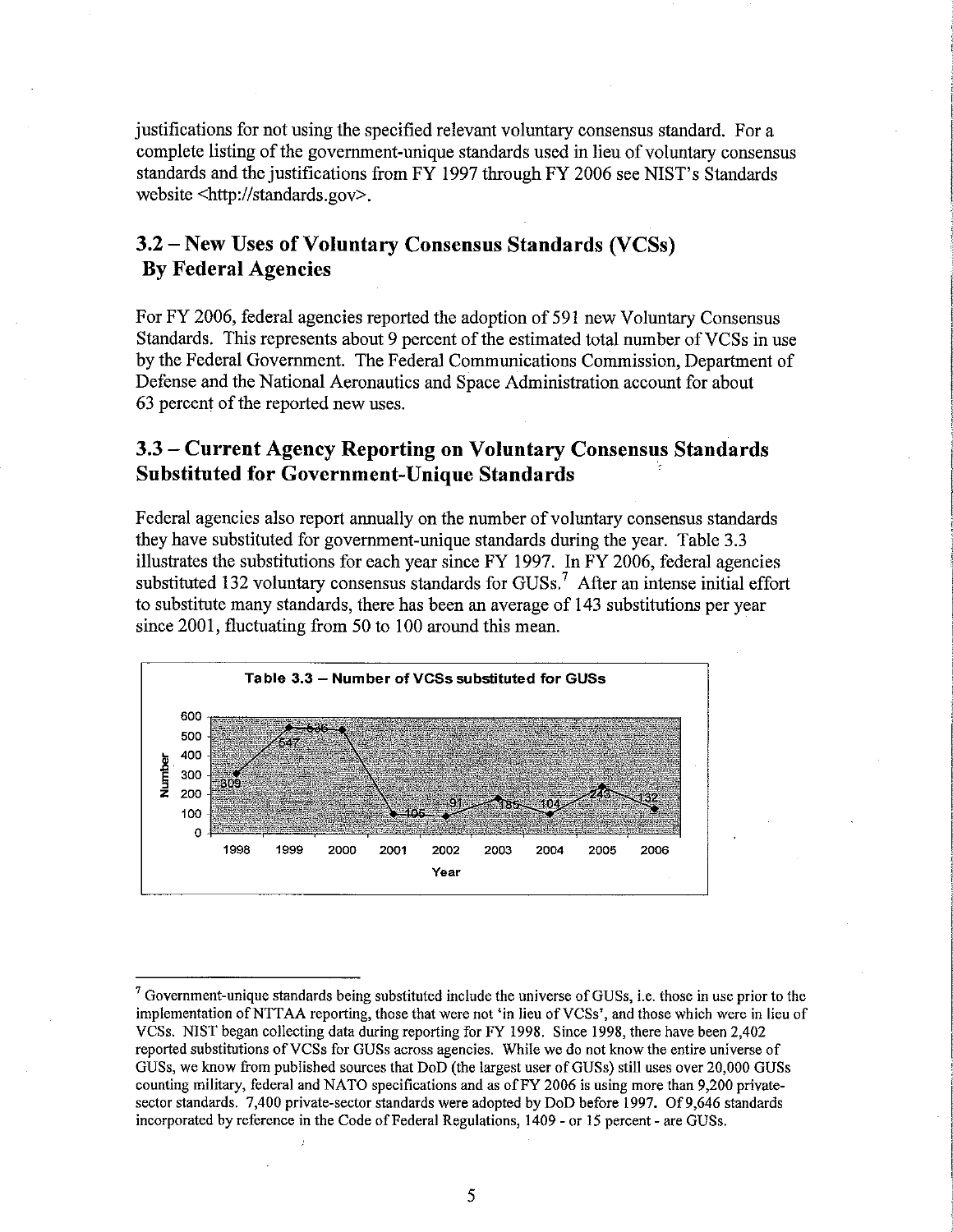justifications for not using the specified relevant voluntary consensus standard. For a complete listing of the government-unique standards used in lieu of voluntary consensus standards and the justifications from FY 1997 through FY 2006 see NIST's Standards website <http://standards.gov>.

## 3.2 – New Uses of Voluntary Consensus Standards (VCSs) By Federal Agencies

For FY 2006, federal agencies reported the adoption of 591 new Voluntary Consensus Standards. This represents about 9 percent of the estimated total number of VCSs in use by the Federal Government. The Federal Communications Commission, Department of Defense and the National Aeronautics and Space Administration account for about 63 percent of the reported new uses.

## 3.3 – Current Agency Reporting on Voluntary Consensus Standards Substituted for Government-Unique Standards

Federal agencies also report annually on the number of voluntary consensus standards they have substituted for government-unique standards during the year. Table 3.3 illustrates the substitutions for each year since FY 1997. In FY 2006, federal agencies substituted 132 voluntary consensus standards for GUSs.[7] After an intense initial effort to substitute many standards, there has been an average of 143 substitutions per year since 2001, fluctuating from 50 to 100 around this mean.

**Table 3.3 – Number of VCSs substituted for GUSs**

| Year | Number |
|---|---|
| 1998 | 309 |
| 1999 | 547 |
| 2000 | 536 |
| 2001 | 105 |
| 2002 | 91 |
| 2003 | 185 |
| 2004 | 104 |
| 2005 | 243 |
| 2006 | 132 |

[7] Government-unique standards being substituted include the universe of GUSs, i.e. those in use prior to the implementation of NTTAA reporting, those that were not 'in lieu of VCSs', and those which were in lieu of VCSs. NIST began collecting data during reporting for FY 1998. Since 1998, there have been 2,402 reported substitutions of VCSs for GUSs across agencies. While we do not know the entire universe of GUSs, we know from published sources that DoD (the largest user of GUSs) still uses over 20,000 GUSs counting military, federal and NATO specifications and as of FY 2006 is using more than 9,200 private-sector standards. 7,400 private-sector standards were adopted by DoD before 1997. Of 9,646 standards incorporated by reference in the Code of Federal Regulations, 1409 - or 15 percent - are GUSs.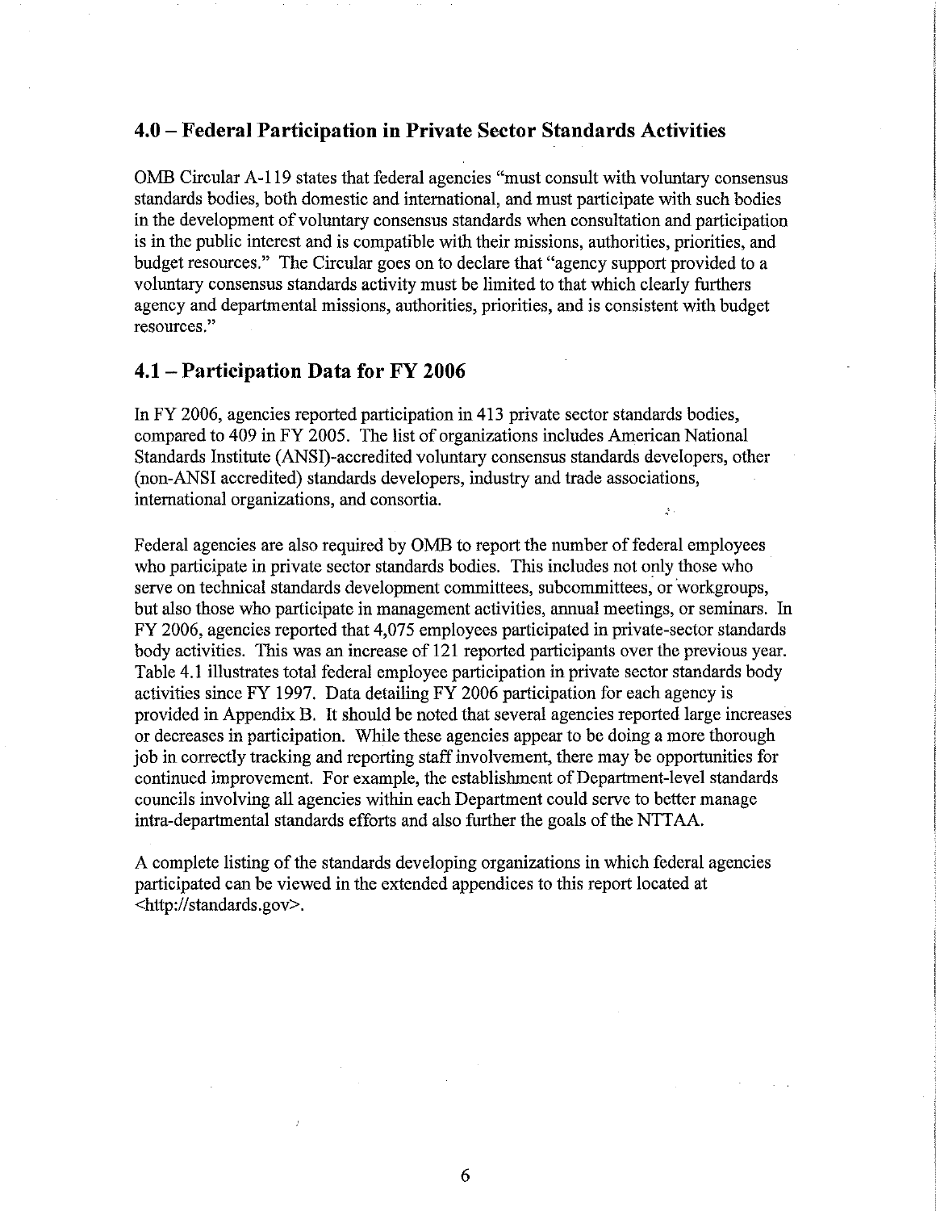## 4.0 – Federal Participation in Private Sector Standards Activities

OMB Circular A-119 states that federal agencies "must consult with voluntary consensus standards bodies, both domestic and international, and must participate with such bodies in the development of voluntary consensus standards when consultation and participation is in the public interest and is compatible with their missions, authorities, priorities, and budget resources." The Circular goes on to declare that "agency support provided to a voluntary consensus standards activity must be limited to that which clearly furthers agency and departmental missions, authorities, priorities, and is consistent with budget resources."

## 4.1 – Participation Data for FY 2006

In FY 2006, agencies reported participation in 413 private sector standards bodies, compared to 409 in FY 2005. The list of organizations includes American National Standards Institute (ANSI)-accredited voluntary consensus standards developers, other (non-ANSI accredited) standards developers, industry and trade associations, international organizations, and consortia.

Federal agencies are also required by OMB to report the number of federal employees who participate in private sector standards bodies. This includes not only those who serve on technical standards development committees, subcommittees, or workgroups, but also those who participate in management activities, annual meetings, or seminars. In FY 2006, agencies reported that 4,075 employees participated in private-sector standards body activities. This was an increase of 121 reported participants over the previous year. Table 4.1 illustrates total federal employee participation in private sector standards body activities since FY 1997. Data detailing FY 2006 participation for each agency is provided in Appendix B. It should be noted that several agencies reported large increases or decreases in participation. While these agencies appear to be doing a more thorough job in correctly tracking and reporting staff involvement, there may be opportunities for continued improvement. For example, the establishment of Department-level standards councils involving all agencies within each Department could serve to better manage intra-departmental standards efforts and also further the goals of the NTTAA.

A complete listing of the standards developing organizations in which federal agencies participated can be viewed in the extended appendices to this report located at <http://standards.gov>.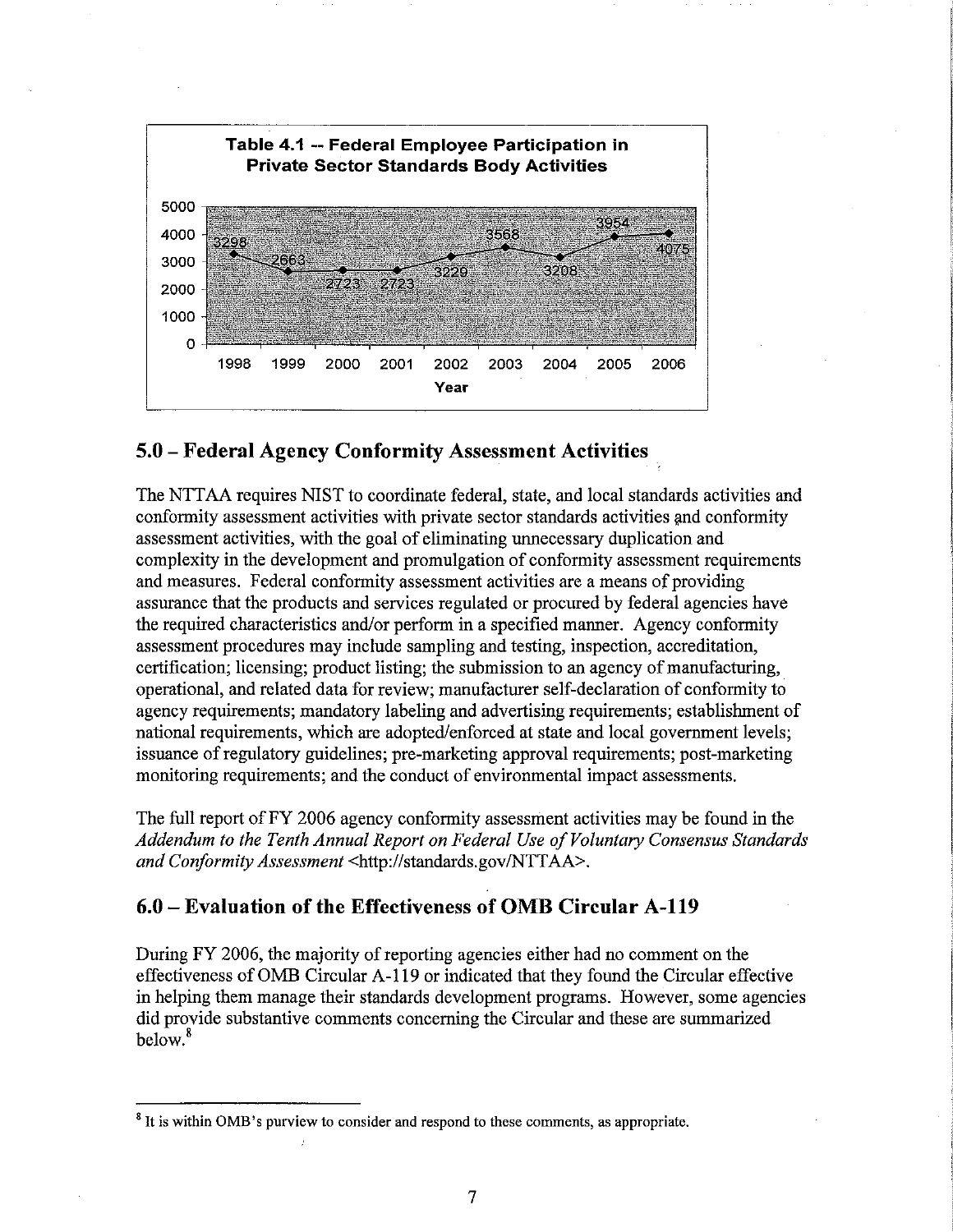**Table 4.1 -- Federal Employee Participation in Private Sector Standards Body Activities**

| Year | 1998 | 1999 | 2000 | 2001 | 2002 | 2003 | 2004 | 2005 | 2006 |
|---|---|---|---|---|---|---|---|---|---|
| Participants | 3298 | 2663 | 2723 | 2723 | 3229 | 3568 | 3208 | 3954 | 4075 |

## 5.0 – Federal Agency Conformity Assessment Activities

The NTTAA requires NIST to coordinate federal, state, and local standards activities and conformity assessment activities with private sector standards activities and conformity assessment activities, with the goal of eliminating unnecessary duplication and complexity in the development and promulgation of conformity assessment requirements and measures. Federal conformity assessment activities are a means of providing assurance that the products and services regulated or procured by federal agencies have the required characteristics and/or perform in a specified manner. Agency conformity assessment procedures may include sampling and testing, inspection, accreditation, certification; licensing; product listing; the submission to an agency of manufacturing, operational, and related data for review; manufacturer self-declaration of conformity to agency requirements; mandatory labeling and advertising requirements; establishment of national requirements, which are adopted/enforced at state and local government levels; issuance of regulatory guidelines; pre-marketing approval requirements; post-marketing monitoring requirements; and the conduct of environmental impact assessments.

The full report of FY 2006 agency conformity assessment activities may be found in the *Addendum to the Tenth Annual Report on Federal Use of Voluntary Consensus Standards and Conformity Assessment* <http://standards.gov/NTTAA>.

## 6.0 – Evaluation of the Effectiveness of OMB Circular A-119

During FY 2006, the majority of reporting agencies either had no comment on the effectiveness of OMB Circular A-119 or indicated that they found the Circular effective in helping them manage their standards development programs. However, some agencies did provide substantive comments concerning the Circular and these are summarized below.[8]

[8] It is within OMB's purview to consider and respond to these comments, as appropriate.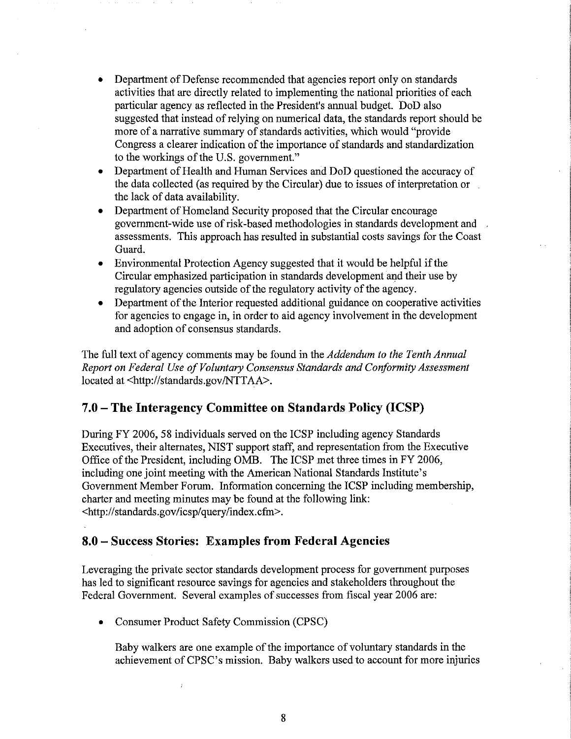- Department of Defense recommended that agencies report only on standards activities that are directly related to implementing the national priorities of each particular agency as reflected in the President's annual budget. DoD also suggested that instead of relying on numerical data, the standards report should be more of a narrative summary of standards activities, which would "provide Congress a clearer indication of the importance of standards and standardization to the workings of the U.S. government."
- Department of Health and Human Services and DoD questioned the accuracy of the data collected (as required by the Circular) due to issues of interpretation or the lack of data availability.
- Department of Homeland Security proposed that the Circular encourage government-wide use of risk-based methodologies in standards development and assessments. This approach has resulted in substantial costs savings for the Coast Guard.
- Environmental Protection Agency suggested that it would be helpful if the Circular emphasized participation in standards development and their use by regulatory agencies outside of the regulatory activity of the agency.
- Department of the Interior requested additional guidance on cooperative activities for agencies to engage in, in order to aid agency involvement in the development and adoption of consensus standards.

The full text of agency comments may be found in the *Addendum to the Tenth Annual Report on Federal Use of Voluntary Consensus Standards and Conformity Assessment* located at <http://standards.gov/NTTAA>.

## 7.0 – The Interagency Committee on Standards Policy (ICSP)

During FY 2006, 58 individuals served on the ICSP including agency Standards Executives, their alternates, NIST support staff, and representation from the Executive Office of the President, including OMB. The ICSP met three times in FY 2006, including one joint meeting with the American National Standards Institute's Government Member Forum. Information concerning the ICSP including membership, charter and meeting minutes may be found at the following link: <http://standards.gov/icsp/query/index.cfm>.

## 8.0 – Success Stories: Examples from Federal Agencies

Leveraging the private sector standards development process for government purposes has led to significant resource savings for agencies and stakeholders throughout the Federal Government. Several examples of successes from fiscal year 2006 are:

- Consumer Product Safety Commission (CPSC)

  Baby walkers are one example of the importance of voluntary standards in the achievement of CPSC's mission. Baby walkers used to account for more injuries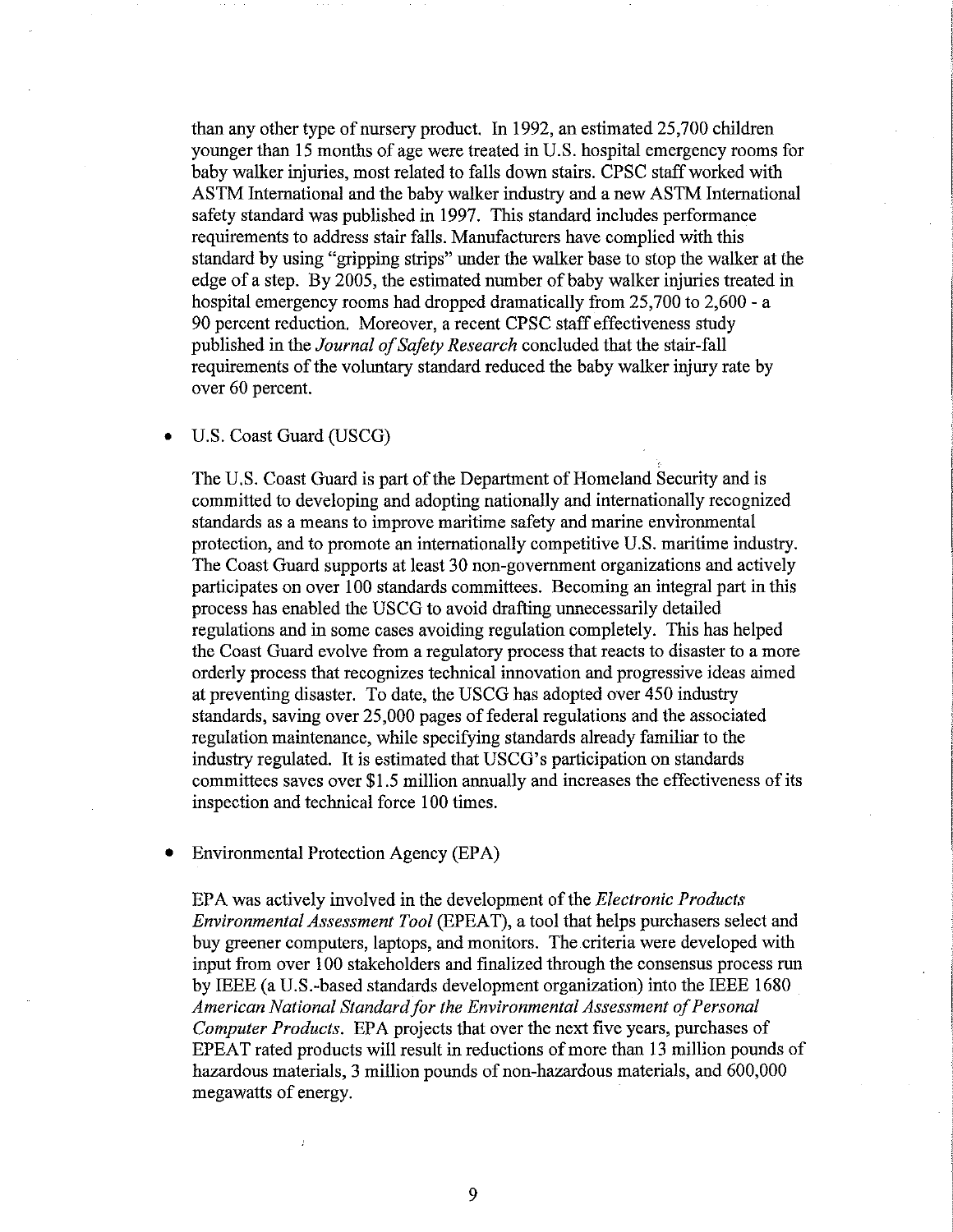than any other type of nursery product. In 1992, an estimated 25,700 children younger than 15 months of age were treated in U.S. hospital emergency rooms for baby walker injuries, most related to falls down stairs. CPSC staff worked with ASTM International and the baby walker industry and a new ASTM International safety standard was published in 1997. This standard includes performance requirements to address stair falls. Manufacturers have complied with this standard by using "gripping strips" under the walker base to stop the walker at the edge of a step. By 2005, the estimated number of baby walker injuries treated in hospital emergency rooms had dropped dramatically from 25,700 to 2,600 - a 90 percent reduction. Moreover, a recent CPSC staff effectiveness study published in the *Journal of Safety Research* concluded that the stair-fall requirements of the voluntary standard reduced the baby walker injury rate by over 60 percent.

- U.S. Coast Guard (USCG)

  The U.S. Coast Guard is part of the Department of Homeland Security and is committed to developing and adopting nationally and internationally recognized standards as a means to improve maritime safety and marine environmental protection, and to promote an internationally competitive U.S. maritime industry. The Coast Guard supports at least 30 non-government organizations and actively participates on over 100 standards committees. Becoming an integral part in this process has enabled the USCG to avoid drafting unnecessarily detailed regulations and in some cases avoiding regulation completely. This has helped the Coast Guard evolve from a regulatory process that reacts to disaster to a more orderly process that recognizes technical innovation and progressive ideas aimed at preventing disaster. To date, the USCG has adopted over 450 industry standards, saving over 25,000 pages of federal regulations and the associated regulation maintenance, while specifying standards already familiar to the industry regulated. It is estimated that USCG's participation on standards committees saves over $1.5 million annually and increases the effectiveness of its inspection and technical force 100 times.

- Environmental Protection Agency (EPA)

  EPA was actively involved in the development of the *Electronic Products Environmental Assessment Tool* (EPEAT), a tool that helps purchasers select and buy greener computers, laptops, and monitors. The criteria were developed with input from over 100 stakeholders and finalized through the consensus process run by IEEE (a U.S.-based standards development organization) into the IEEE 1680 *American National Standard for the Environmental Assessment of Personal Computer Products*. EPA projects that over the next five years, purchases of EPEAT rated products will result in reductions of more than 13 million pounds of hazardous materials, 3 million pounds of non-hazardous materials, and 600,000 megawatts of energy.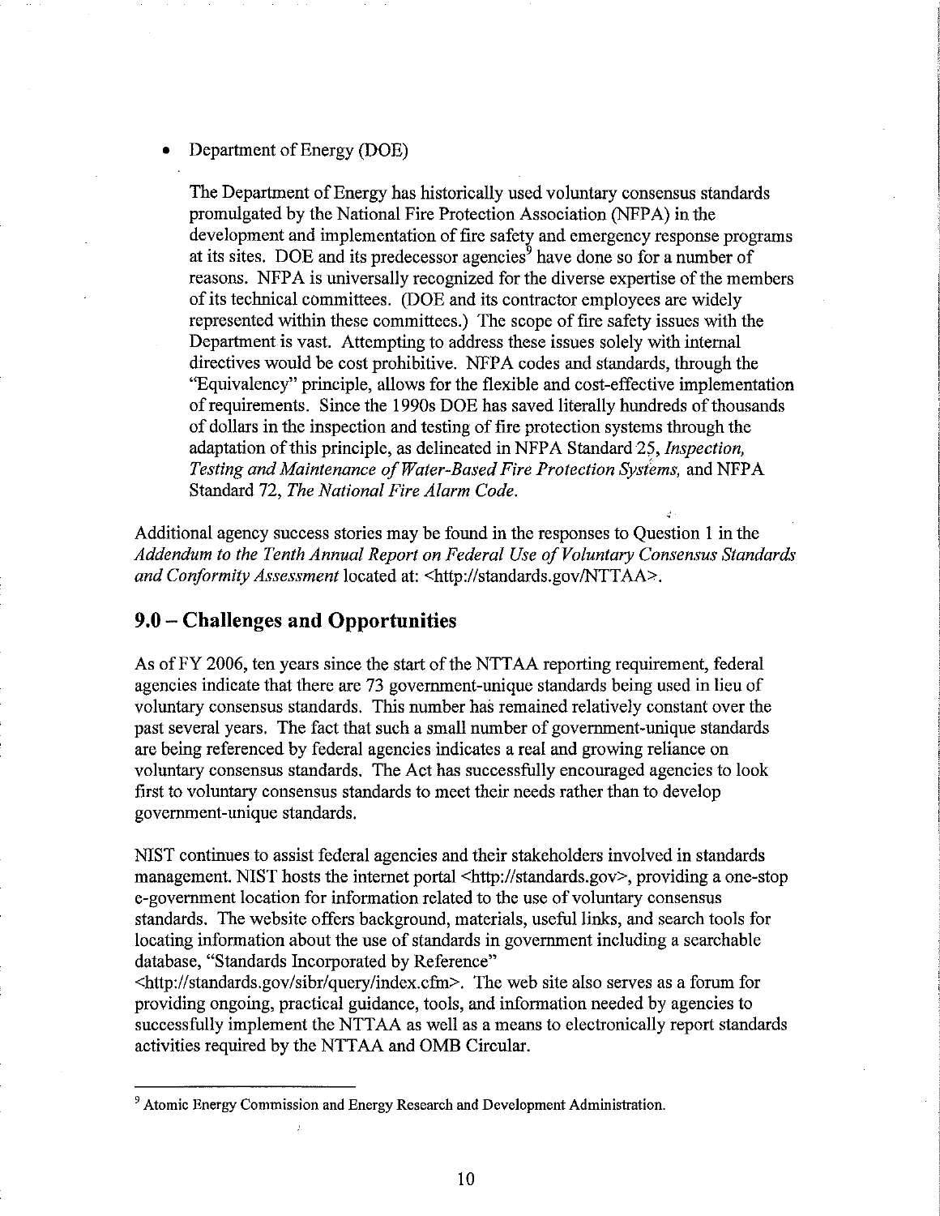- Department of Energy (DOE)

  The Department of Energy has historically used voluntary consensus standards promulgated by the National Fire Protection Association (NFPA) in the development and implementation of fire safety and emergency response programs at its sites. DOE and its predecessor agencies[9] have done so for a number of reasons. NFPA is universally recognized for the diverse expertise of the members of its technical committees. (DOE and its contractor employees are widely represented within these committees.) The scope of fire safety issues with the Department is vast. Attempting to address these issues solely with internal directives would be cost prohibitive. NFPA codes and standards, through the "Equivalency" principle, allows for the flexible and cost-effective implementation of requirements. Since the 1990s DOE has saved literally hundreds of thousands of dollars in the inspection and testing of fire protection systems through the adaptation of this principle, as delineated in NFPA Standard 25, *Inspection, Testing and Maintenance of Water-Based Fire Protection Systems,* and NFPA Standard 72, *The National Fire Alarm Code.*

Additional agency success stories may be found in the responses to Question 1 in the *Addendum to the Tenth Annual Report on Federal Use of Voluntary Consensus Standards and Conformity Assessment* located at: <http://standards.gov/NTTAA>.

## 9.0 – Challenges and Opportunities

As of FY 2006, ten years since the start of the NTTAA reporting requirement, federal agencies indicate that there are 73 government-unique standards being used in lieu of voluntary consensus standards. This number has remained relatively constant over the past several years. The fact that such a small number of government-unique standards are being referenced by federal agencies indicates a real and growing reliance on voluntary consensus standards. The Act has successfully encouraged agencies to look first to voluntary consensus standards to meet their needs rather than to develop government-unique standards.

NIST continues to assist federal agencies and their stakeholders involved in standards management. NIST hosts the internet portal <http://standards.gov>, providing a one-stop e-government location for information related to the use of voluntary consensus standards. The website offers background, materials, useful links, and search tools for locating information about the use of standards in government including a searchable database, "Standards Incorporated by Reference" <http://standards.gov/sibr/query/index.cfm>. The web site also serves as a forum for providing ongoing, practical guidance, tools, and information needed by agencies to successfully implement the NTTAA as well as a means to electronically report standards activities required by the NTTAA and OMB Circular.

[9] Atomic Energy Commission and Energy Research and Development Administration.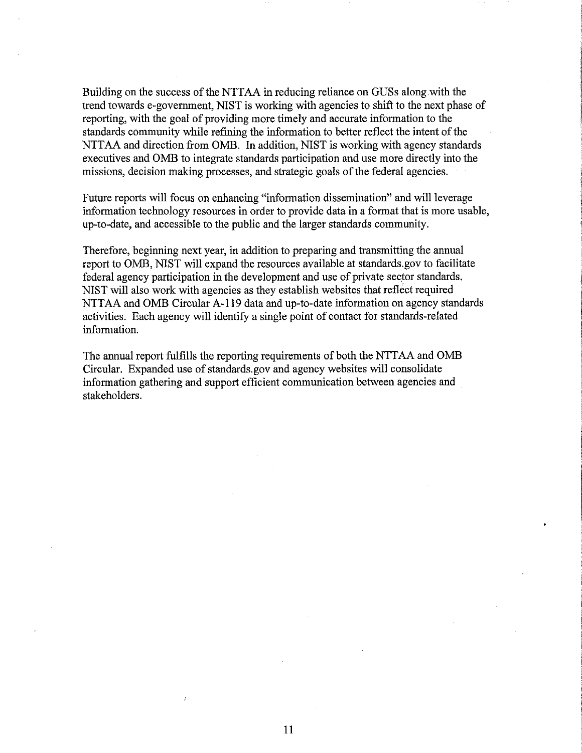Building on the success of the NTTAA in reducing reliance on GUSs along with the trend towards e-government, NIST is working with agencies to shift to the next phase of reporting, with the goal of providing more timely and accurate information to the standards community while refining the information to better reflect the intent of the NTTAA and direction from OMB. In addition, NIST is working with agency standards executives and OMB to integrate standards participation and use more directly into the missions, decision making processes, and strategic goals of the federal agencies.

Future reports will focus on enhancing "information dissemination" and will leverage information technology resources in order to provide data in a format that is more usable, up-to-date, and accessible to the public and the larger standards community.

Therefore, beginning next year, in addition to preparing and transmitting the annual report to OMB, NIST will expand the resources available at standards.gov to facilitate federal agency participation in the development and use of private sector standards. NIST will also work with agencies as they establish websites that reflect required NTTAA and OMB Circular A-119 data and up-to-date information on agency standards activities. Each agency will identify a single point of contact for standards-related information.

The annual report fulfills the reporting requirements of both the NTTAA and OMB Circular. Expanded use of standards.gov and agency websites will consolidate information gathering and support efficient communication between agencies and stakeholders.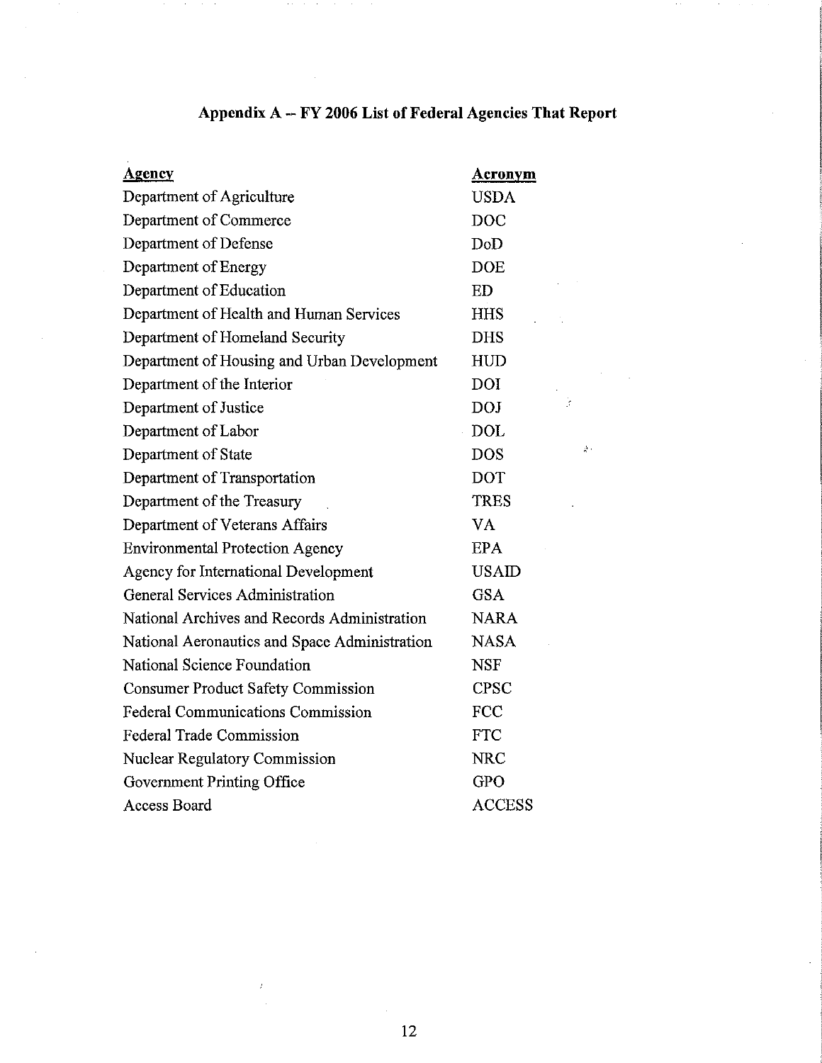# Appendix A -- FY 2006 List of Federal Agencies That Report

| Agency | Acronym |
|---|---|
| Department of Agriculture | USDA |
| Department of Commerce | DOC |
| Department of Defense | DoD |
| Department of Energy | DOE |
| Department of Education | ED |
| Department of Health and Human Services | HHS |
| Department of Homeland Security | DHS |
| Department of Housing and Urban Development | HUD |
| Department of the Interior | DOI |
| Department of Justice | DOJ |
| Department of Labor | DOL |
| Department of State | DOS |
| Department of Transportation | DOT |
| Department of the Treasury | TRES |
| Department of Veterans Affairs | VA |
| Environmental Protection Agency | EPA |
| Agency for International Development | USAID |
| General Services Administration | GSA |
| National Archives and Records Administration | NARA |
| National Aeronautics and Space Administration | NASA |
| National Science Foundation | NSF |
| Consumer Product Safety Commission | CPSC |
| Federal Communications Commission | FCC |
| Federal Trade Commission | FTC |
| Nuclear Regulatory Commission | NRC |
| Government Printing Office | GPO |
| Access Board | ACCESS |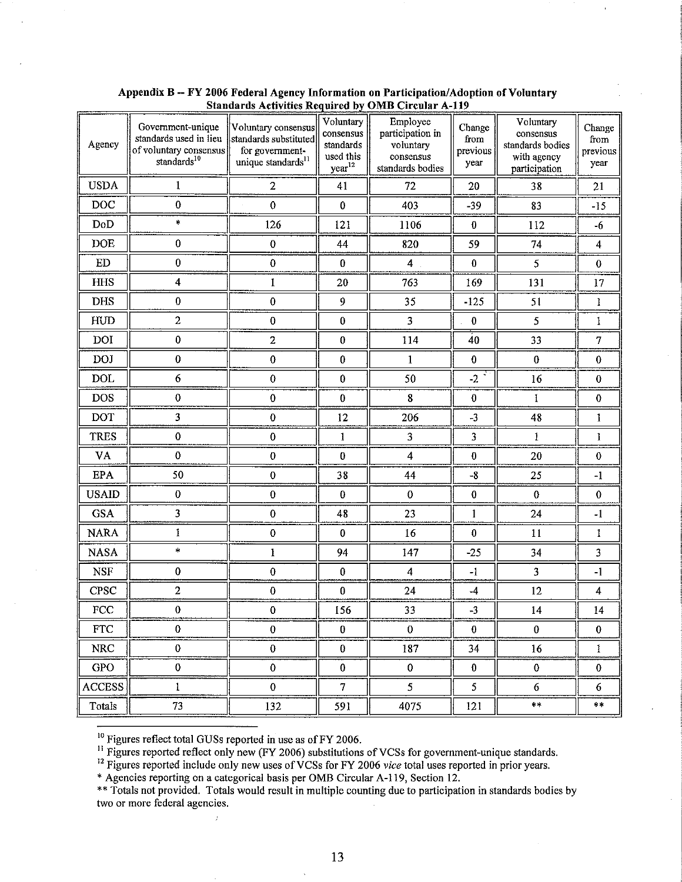**Appendix B -- FY 2006 Federal Agency Information on Participation/Adoption of Voluntary Standards Activities Required by OMB Circular A-119**

| Agency | Government-unique standards used in lieu of voluntary consensus standards[10] | Voluntary consensus standards substituted for government-unique standards[11] | Voluntary consensus standards used this year[12] | Employee participation in voluntary consensus standards bodies | Change from previous year | Voluntary consensus standards bodies with agency participation | Change from previous year |
|---|---|---|---|---|---|---|---|
| USDA | 1 | 2 | 41 | 72 | 20 | 38 | 21 |
| DOC | 0 | 0 | 0 | 403 | -39 | 83 | -15 |
| DoD | * | 126 | 121 | 1106 | 0 | 112 | -6 |
| DOE | 0 | 0 | 44 | 820 | 59 | 74 | 4 |
| ED | 0 | 0 | 0 | 4 | 0 | 5 | 0 |
| HHS | 4 | 1 | 20 | 763 | 169 | 131 | 17 |
| DHS | 0 | 0 | 9 | 35 | -125 | 51 | 1 |
| HUD | 2 | 0 | 0 | 3 | 0 | 5 | 1 |
| DOI | 0 | 2 | 0 | 114 | 40 | 33 | 7 |
| DOJ | 0 | 0 | 0 | 1 | 0 | 0 | 0 |
| DOL | 6 | 0 | 0 | 50 | -2 | 16 | 0 |
| DOS | 0 | 0 | 0 | 8 | 0 | 1 | 0 |
| DOT | 3 | 0 | 12 | 206 | -3 | 48 | 1 |
| TRES | 0 | 0 | 1 | 3 | 3 | 1 | 1 |
| VA | 0 | 0 | 0 | 4 | 0 | 20 | 0 |
| EPA | 50 | 0 | 38 | 44 | -8 | 25 | -1 |
| USAID | 0 | 0 | 0 | 0 | 0 | 0 | 0 |
| GSA | 3 | 0 | 48 | 23 | 1 | 24 | -1 |
| NARA | 1 | 0 | 0 | 16 | 0 | 11 | 1 |
| NASA | * | 1 | 94 | 147 | -25 | 34 | 3 |
| NSF | 0 | 0 | 0 | 4 | -1 | 3 | -1 |
| CPSC | 2 | 0 | 0 | 24 | -4 | 12 | 4 |
| FCC | 0 | 0 | 156 | 33 | -3 | 14 | 14 |
| FTC | 0 | 0 | 0 | 0 | 0 | 0 | 0 |
| NRC | 0 | 0 | 0 | 187 | 34 | 16 | 1 |
| GPO | 0 | 0 | 0 | 0 | 0 | 0 | 0 |
| ACCESS | 1 | 0 | 7 | 5 | 5 | 6 | 6 |
| Totals | 73 | 132 | 591 | 4075 | 121 | ** | ** |

[10] Figures reflect total GUSs reported in use as of FY 2006.

[11] Figures reported reflect only new (FY 2006) substitutions of VCSs for government-unique standards.

[12] Figures reported include only new uses of VCSs for FY 2006 *vice* total uses reported in prior years.

* Agencies reporting on a categorical basis per OMB Circular A-119, Section 12.

** Totals not provided. Totals would result in multiple counting due to participation in standards bodies by two or more federal agencies.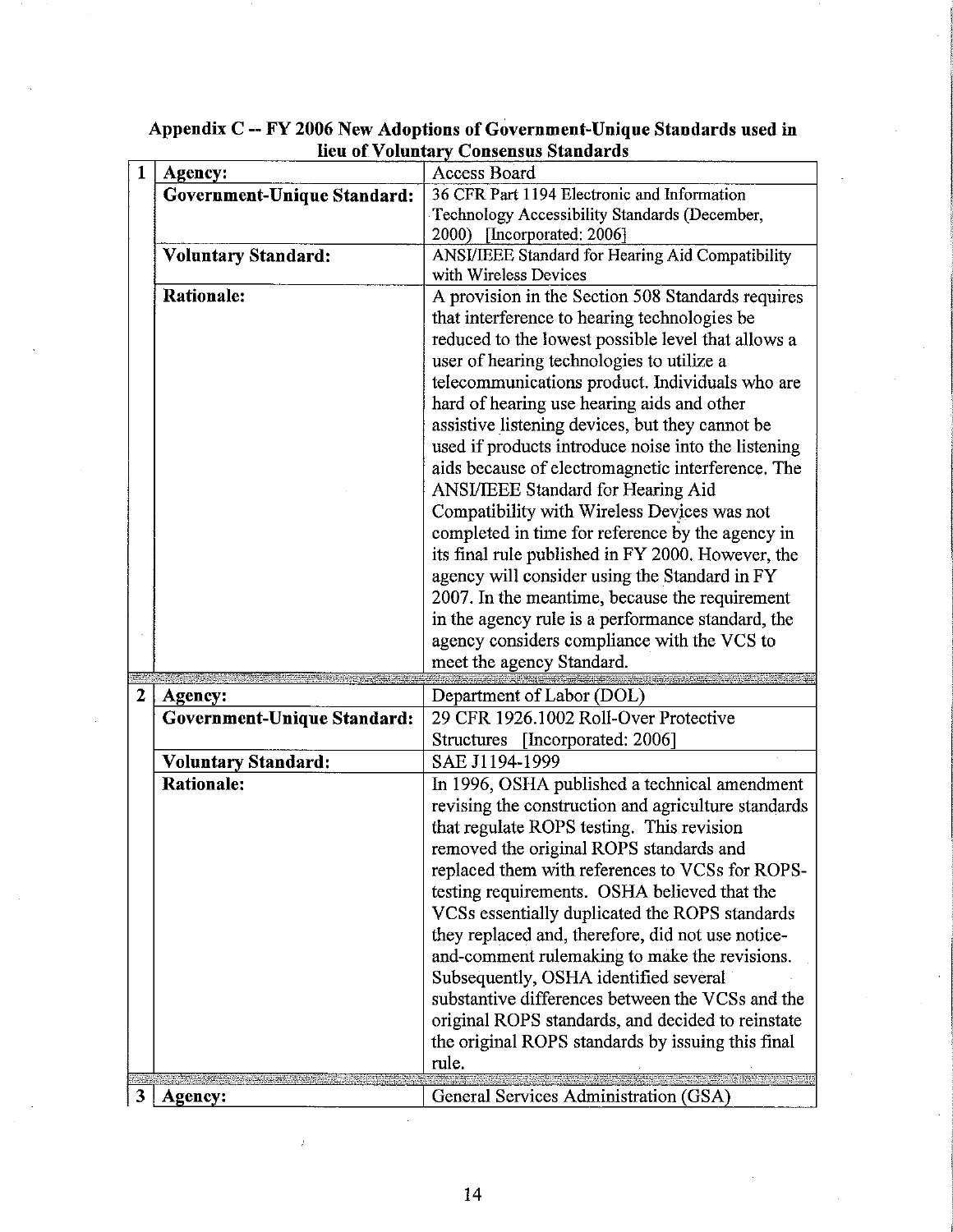## Appendix C -- FY 2006 New Adoptions of Government-Unique Standards used in lieu of Voluntary Consensus Standards

| | | |
|---|---|---|
| 1 | **Agency:** | Access Board |
| | **Government-Unique Standard:** | 36 CFR Part 1194 Electronic and Information Technology Accessibility Standards (December, 2000) [Incorporated: 2006] |
| | **Voluntary Standard:** | ANSI/IEEE Standard for Hearing Aid Compatibility with Wireless Devices |
| | **Rationale:** | A provision in the Section 508 Standards requires that interference to hearing technologies be reduced to the lowest possible level that allows a user of hearing technologies to utilize a telecommunications product. Individuals who are hard of hearing use hearing aids and other assistive listening devices, but they cannot be used if products introduce noise into the listening aids because of electromagnetic interference. The ANSI/IEEE Standard for Hearing Aid Compatibility with Wireless Devices was not completed in time for reference by the agency in its final rule published in FY 2000. However, the agency will consider using the Standard in FY 2007. In the meantime, because the requirement in the agency rule is a performance standard, the agency considers compliance with the VCS to meet the agency Standard. |
| 2 | **Agency:** | Department of Labor (DOL) |
| | **Government-Unique Standard:** | 29 CFR 1926.1002 Roll-Over Protective Structures [Incorporated: 2006] |
| | **Voluntary Standard:** | SAE J1194-1999 |
| | **Rationale:** | In 1996, OSHA published a technical amendment revising the construction and agriculture standards that regulate ROPS testing. This revision removed the original ROPS standards and replaced them with references to VCSs for ROPS-testing requirements. OSHA believed that the VCSs essentially duplicated the ROPS standards they replaced and, therefore, did not use notice-and-comment rulemaking to make the revisions. Subsequently, OSHA identified several substantive differences between the VCSs and the original ROPS standards, and decided to reinstate the original ROPS standards by issuing this final rule. |
| 3 | **Agency:** | General Services Administration (GSA) |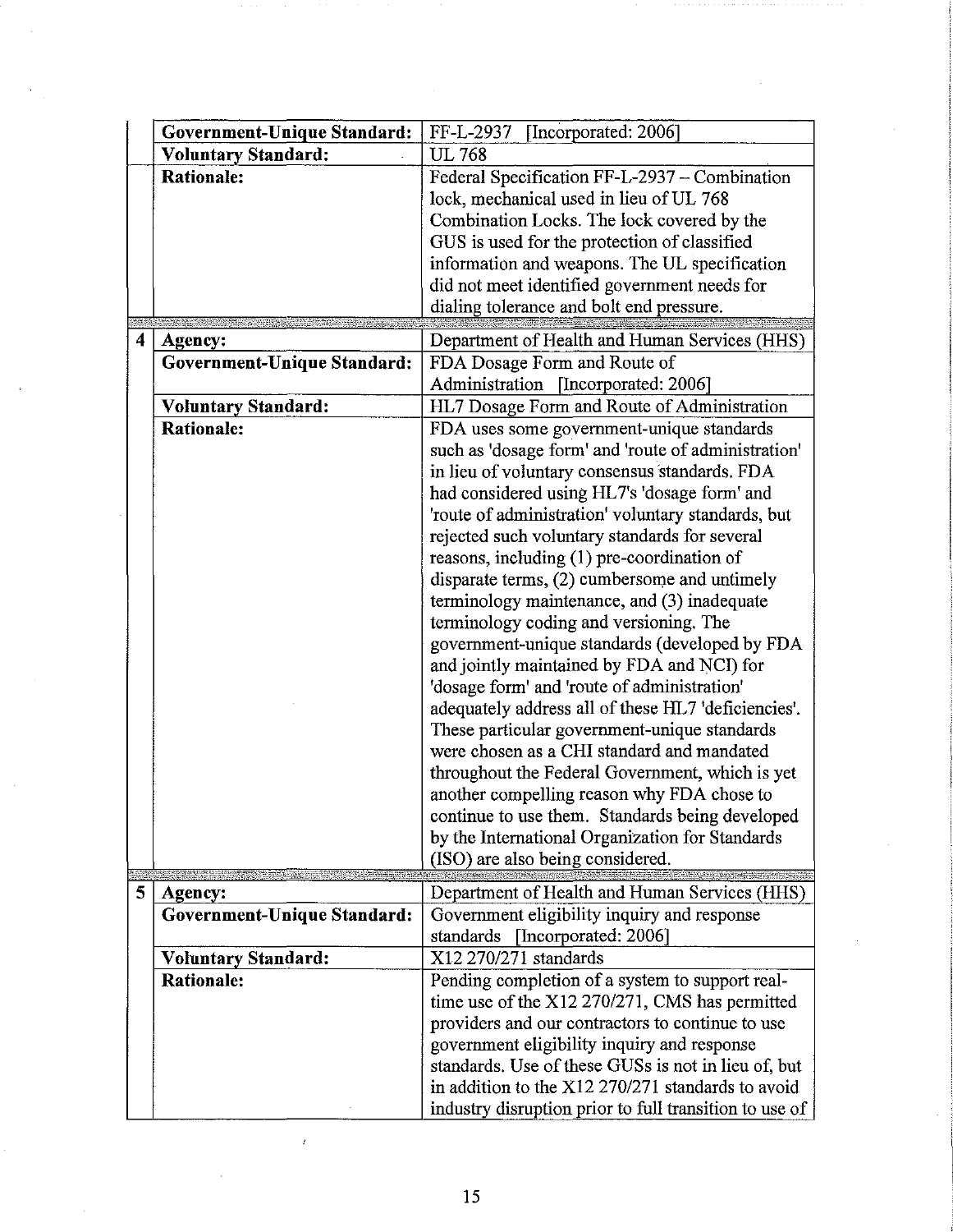| | | |
|---|---|---|
| | **Government-Unique Standard:** | FF-L-2937 [Incorporated: 2006] |
| | **Voluntary Standard:** | UL 768 |
| | **Rationale:** | Federal Specification FF-L-2937 -- Combination lock, mechanical used in lieu of UL 768 Combination Locks. The lock covered by the GUS is used for the protection of classified information and weapons. The UL specification did not meet identified government needs for dialing tolerance and bolt end pressure. |
| **4** | **Agency:** | Department of Health and Human Services (HHS) |
| | **Government-Unique Standard:** | FDA Dosage Form and Route of Administration [Incorporated: 2006] |
| | **Voluntary Standard:** | HL7 Dosage Form and Route of Administration |
| | **Rationale:** | FDA uses some government-unique standards such as 'dosage form' and 'route of administration' in lieu of voluntary consensus standards. FDA had considered using HL7's 'dosage form' and 'route of administration' voluntary standards, but rejected such voluntary standards for several reasons, including (1) pre-coordination of disparate terms, (2) cumbersome and untimely terminology maintenance, and (3) inadequate terminology coding and versioning. The government-unique standards (developed by FDA and jointly maintained by FDA and NCI) for 'dosage form' and 'route of administration' adequately address all of these HL7 'deficiencies'. These particular government-unique standards were chosen as a CHI standard and mandated throughout the Federal Government, which is yet another compelling reason why FDA chose to continue to use them. Standards being developed by the International Organization for Standards (ISO) are also being considered. |
| **5** | **Agency:** | Department of Health and Human Services (HHS) |
| | **Government-Unique Standard:** | Government eligibility inquiry and response standards [Incorporated: 2006] |
| | **Voluntary Standard:** | X12 270/271 standards |
| | **Rationale:** | Pending completion of a system to support real-time use of the X12 270/271, CMS has permitted providers and our contractors to continue to use government eligibility inquiry and response standards. Use of these GUSs is not in lieu of, but in addition to the X12 270/271 standards to avoid industry disruption prior to full transition to use of |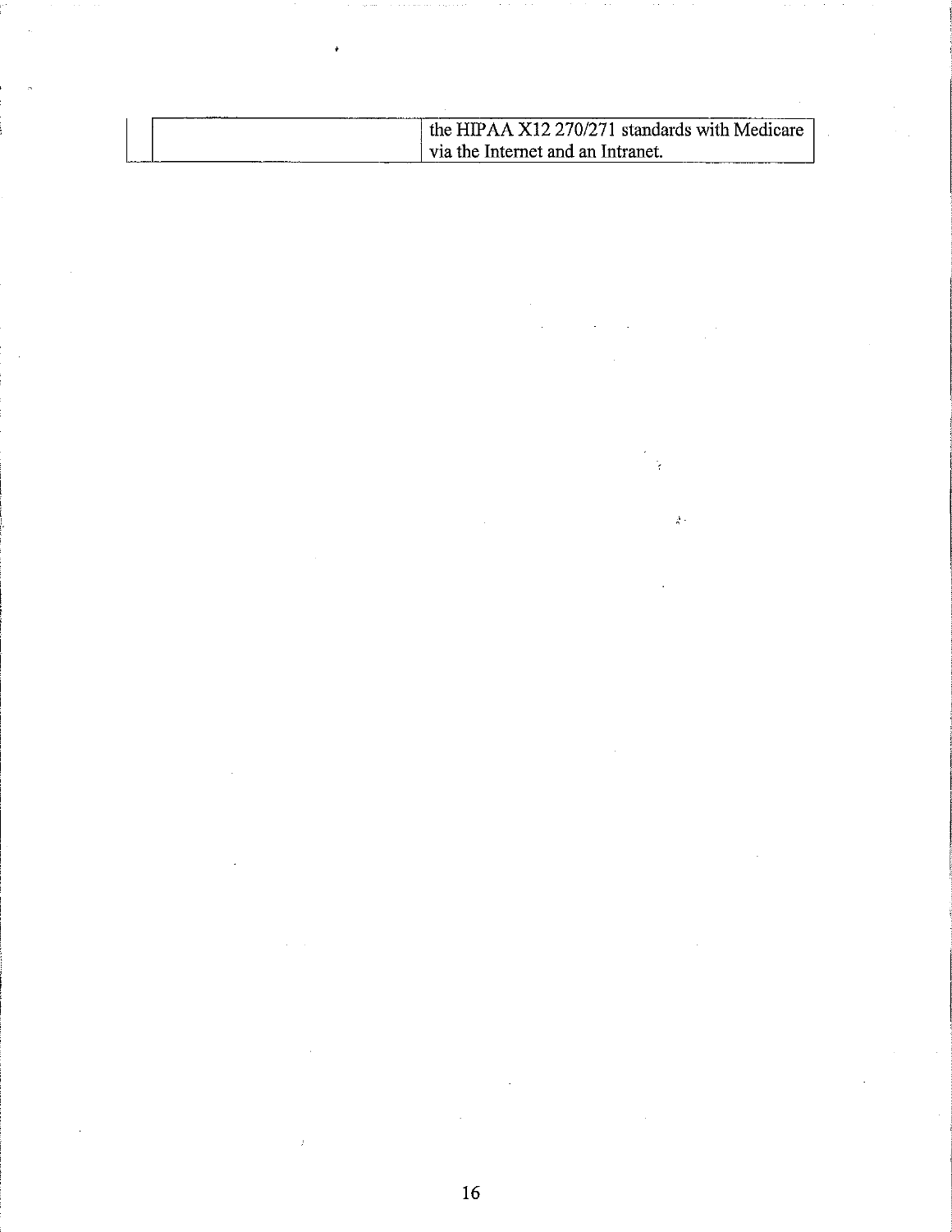| | | |
|---|---|---|
| | | the HIPAA X12 270/271 standards with Medicare via the Internet and an Intranet. |